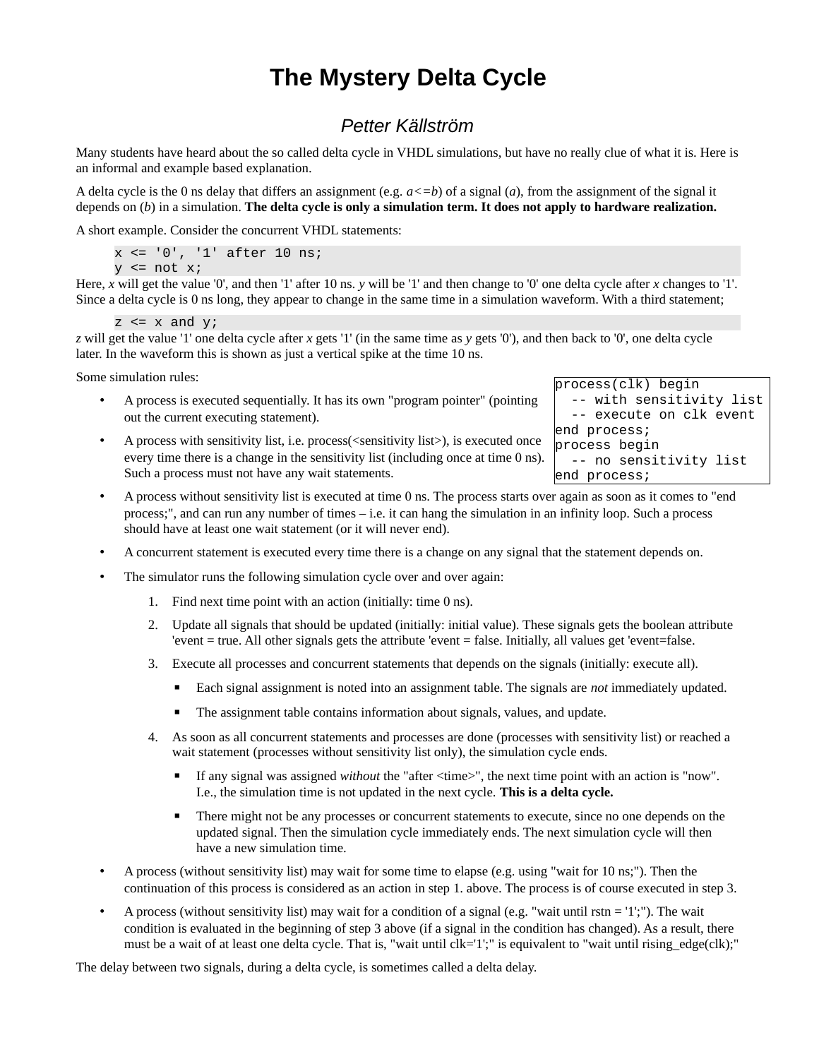# The Mystery Delta Cycle

*Petter Källström*

Many students have heard about the so called delta cycle in VHDL simulations, but have no really clue of what it is. Here is an informal and example based explanation.

A delta cycle is the 0 ns delay that differs an assignment (e.g. *a<=b*) of a signal (*a*), from the assignment of the signal it depends on (*b*) in a simulation. **The delta cycle is only a simulation term. It does not apply to hardware realization.**

A short example. Consider the concurrent VHDL statements:

```
x <= '0', '1' after 10 ns;
y <= not x;
```

Here, *x* will get the value '0', and then '1' after 10 ns. *y* will be '1' and then change to '0' one delta cycle after *x* changes to '1'. Since a delta cycle is 0 ns long, they appear to change in the same time in a simulation waveform. With a third statement;

```
z <= x and y;
```

*z* will get the value '1' one delta cycle after *x* gets '1' (in the same time as *y* gets '0'), and then back to '0', one delta cycle later. In the waveform this is shown as just a vertical spike at the time 10 ns.

Some simulation rules:

```
process(clk) begin
  -- with sensitivity list
  -- execute on clk event
end process;
process begin
  -- no sensitivity list
end process;
```

- A process is executed sequentially. It has its own "program pointer" (pointing out the current executing statement).
- A process with sensitivity list, i.e. process(<sensitivity list>), is executed once every time there is a change in the sensitivity list (including once at time 0 ns). Such a process must not have any wait statements.
- A process without sensitivity list is executed at time 0 ns. The process starts over again as soon as it comes to "end process;", and can run any number of times – i.e. it can hang the simulation in an infinity loop. Such a process should have at least one wait statement (or it will never end).
- A concurrent statement is executed every time there is a change on any signal that the statement depends on.
- The simulator runs the following simulation cycle over and over again:
  1. Find next time point with an action (initially: time 0 ns).
  2. Update all signals that should be updated (initially: initial value). These signals gets the boolean attribute 'event = true. All other signals gets the attribute 'event = false. Initially, all values get 'event=false.
  3. Execute all processes and concurrent statements that depends on the signals (initially: execute all).
     - Each signal assignment is noted into an assignment table. The signals are *not* immediately updated.
     - The assignment table contains information about signals, values, and update.
  4. As soon as all concurrent statements and processes are done (processes with sensitivity list) or reached a wait statement (processes without sensitivity list only), the simulation cycle ends.
     - If any signal was assigned *without* the "after <time>", the next time point with an action is "now". I.e., the simulation time is not updated in the next cycle. **This is a delta cycle.**
     - There might not be any processes or concurrent statements to execute, since no one depends on the updated signal. Then the simulation cycle immediately ends. The next simulation cycle will then have a new simulation time.
- A process (without sensitivity list) may wait for some time to elapse (e.g. using "wait for 10 ns;"). Then the continuation of this process is considered as an action in step 1. above. The process is of course executed in step 3.
- A process (without sensitivity list) may wait for a condition of a signal (e.g. "wait until rstn = '1';"). The wait condition is evaluated in the beginning of step 3 above (if a signal in the condition has changed). As a result, there must be a wait of at least one delta cycle. That is, "wait until clk='1';" is equivalent to "wait until rising_edge(clk);"

The delay between two signals, during a delta cycle, is sometimes called a delta delay.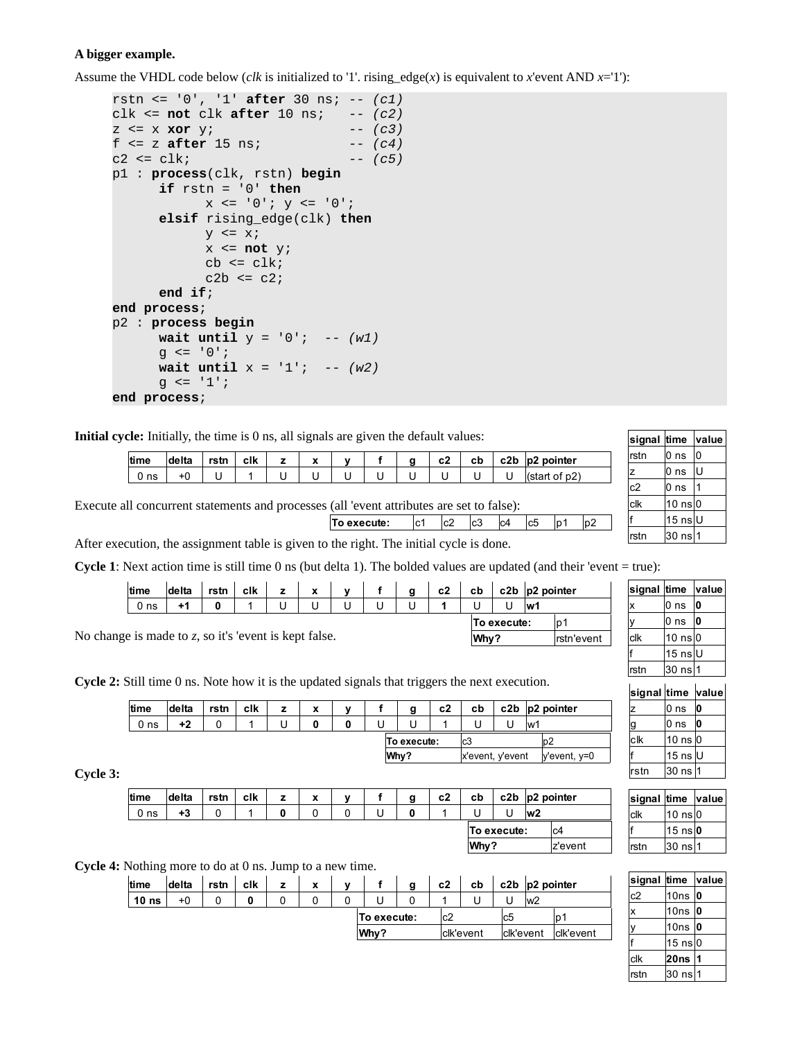**A bigger example.**

Assume the VHDL code below (*clk* is initialized to '1'. rising_edge(*x*) is equivalent to *x*'event AND *x*='1'):

```
rstn <= '0', '1' after 30 ns; -- (c1)
clk <= not clk after 10 ns;   -- (c2)
z <= x xor y;                 -- (c3)
f <= z after 15 ns;           -- (c4)
c2 <= clk;                    -- (c5)
p1 : process(clk, rstn) begin
      if rstn = '0' then
            x <= '0'; y <= '0';
      elsif rising_edge(clk) then
            y <= x;
            x <= not y;
            cb <= clk;
            c2b <= c2;
      end if;
end process;
p2 : process begin
      wait until y = '0';  -- (w1)
      g <= '0';
      wait until x = '1';  -- (w2)
      g <= '1';
end process;
```

**Initial cycle:** Initially, the time is 0 ns, all signals are given the default values:

| time | delta | rstn | clk | z | x | y | f | g | c2 | cb | c2b | p2 pointer |
|---|---|---|---|---|---|---|---|---|---|---|---|---|
| 0 ns | +0 | U | 1 | U | U | U | U | U | U | U | U | (start of p2) |

Execute all concurrent statements and processes (all 'event attributes are set to false):

| To execute: | c1 | c2 | c3 | c4 | c5 | p1 | p2 |
|---|---|---|---|---|---|---|---|

After execution, the assignment table is given to the right. The initial cycle is done.

| signal | time | value |
|---|---|---|
| rstn | 0 ns | 0 |
| z | 0 ns | U |
| c2 | 0 ns | 1 |
| clk | 10 ns | 0 |
| f | 15 ns | U |
| rstn | 30 ns | 1 |

**Cycle 1**: Next action time is still time 0 ns (but delta 1). The bolded values are updated (and their 'event = true):

| time | delta | rstn | clk | z | x | y | f | g | c2 | cb | c2b | p2 pointer |
|---|---|---|---|---|---|---|---|---|---|---|---|---|
| 0 ns | **+1** | **0** | 1 | U | U | U | U | U | **1** | U | U | **w1** |

| To execute: | p1 |
|---|---|
| Why? | rstn'event |

No change is made to *z*, so it's 'event is kept false.

| signal | time | value |
|---|---|---|
| x | 0 ns | **0** |
| y | 0 ns | **0** |
| clk | 10 ns | 0 |
| f | 15 ns | U |
| rstn | 30 ns | 1 |

**Cycle 2:** Still time 0 ns. Note how it is the updated signals that triggers the next execution.

| time | delta | rstn | clk | z | x | y | f | g | c2 | cb | c2b | p2 pointer |
|---|---|---|---|---|---|---|---|---|---|---|---|---|
| 0 ns | **+2** | 0 | 1 | U | **0** | **0** | U | U | 1 | U | U | w1 |

| To execute: | c3 | p2 |
|---|---|---|
| Why? | x'event, y'event | y'event, y=0 |

| signal | time | value |
|---|---|---|
| z | 0 ns | **0** |
| g | 0 ns | **0** |
| clk | 10 ns | 0 |
| f | 15 ns | U |
| rstn | 30 ns | 1 |

**Cycle 3:**

| time | delta | rstn | clk | z | x | y | f | g | c2 | cb | c2b | p2 pointer |
|---|---|---|---|---|---|---|---|---|---|---|---|---|
| 0 ns | **+3** | 0 | 1 | **0** | 0 | 0 | U | **0** | 1 | U | U | **w2** |

| To execute: | c4 |
|---|---|
| Why? | z'event |

| signal | time | value |
|---|---|---|
| clk | 10 ns | 0 |
| f | 15 ns | **0** |
| rstn | 30 ns | 1 |

**Cycle 4:** Nothing more to do at 0 ns. Jump to a new time.

| time | delta | rstn | clk | z | x | y | f | g | c2 | cb | c2b | p2 pointer |
|---|---|---|---|---|---|---|---|---|---|---|---|---|
| **10 ns** | +0 | 0 | **0** | 0 | 0 | 0 | U | 0 | 1 | U | U | w2 |

| To execute: | c2 | c5 | p1 |
|---|---|---|---|
| Why? | clk'event | clk'event | clk'event |

| signal | time | value |
|---|---|---|
| c2 | 10ns | **0** |
| x | 10ns | **0** |
| y | 10ns | **0** |
| f | 15 ns | 0 |
| clk | **20ns** | **1** |
| rstn | 30 ns | 1 |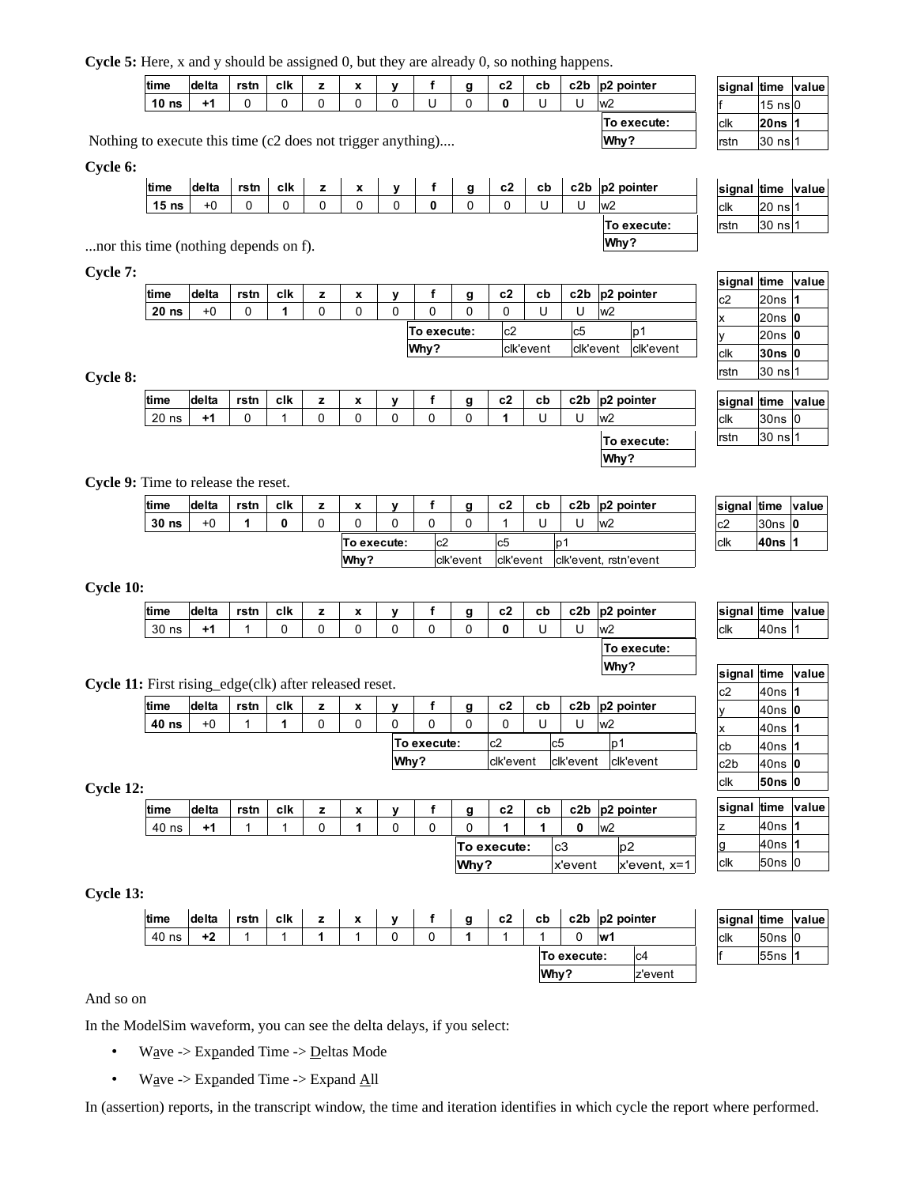**Cycle 5:** Here, x and y should be assigned 0, but they are already 0, so nothing happens.

| time | delta | rstn | clk | z | x | y | f | g | c2 | cb | c2b | p2 pointer |
|---|---|---|---|---|---|---|---|---|---|---|---|---|
| **10 ns** | **+1** | 0 | 0 | 0 | 0 | 0 | U | 0 | **0** | U | U | w2 |

| To execute: |
|---|
| Why? |

| signal | time | value |
|---|---|---|
| f | 15 ns | 0 |
| clk | **20ns** | **1** |
| rstn | 30 ns | 1 |

Nothing to execute this time (c2 does not trigger anything)....

**Cycle 6:**

| time | delta | rstn | clk | z | x | y | f | g | c2 | cb | c2b | p2 pointer |
|---|---|---|---|---|---|---|---|---|---|---|---|---|
| **15 ns** | +0 | 0 | 0 | 0 | 0 | 0 | **0** | 0 | 0 | U | U | w2 |

| To execute: |
|---|
| Why? |

| signal | time | value |
|---|---|---|
| clk | 20 ns | 1 |
| rstn | 30 ns | 1 |

...nor this time (nothing depends on f).

**Cycle 7:**

| time | delta | rstn | clk | z | x | y | f | g | c2 | cb | c2b | p2 pointer |
|---|---|---|---|---|---|---|---|---|---|---|---|---|
| **20 ns** | +0 | 0 | **1** | 0 | 0 | 0 | 0 | 0 | 0 | U | U | w2 |

| To execute: | c2 | c5 | p1 |
|---|---|---|---|
| Why? | clk'event | clk'event | clk'event |

| signal | time | value |
|---|---|---|
| c2 | 20ns | **1** |
| x | 20ns | **0** |
| y | 20ns | **0** |
| clk | **30ns** | **0** |
| rstn | 30 ns | 1 |

**Cycle 8:**

| time | delta | rstn | clk | z | x | y | f | g | c2 | cb | c2b | p2 pointer |
|---|---|---|---|---|---|---|---|---|---|---|---|---|
| 20 ns | **+1** | 0 | 1 | 0 | 0 | 0 | 0 | 0 | **1** | U | U | w2 |

| To execute: |
|---|
| Why? |

| signal | time | value |
|---|---|---|
| clk | 30ns | 0 |
| rstn | 30 ns | 1 |

**Cycle 9:** Time to release the reset.

| time | delta | rstn | clk | z | x | y | f | g | c2 | cb | c2b | p2 pointer |
|---|---|---|---|---|---|---|---|---|---|---|---|---|
| **30 ns** | +0 | **1** | **0** | 0 | 0 | 0 | 0 | 0 | 1 | U | U | w2 |

| To execute: | c2 | c5 | p1 |
|---|---|---|---|
| Why? | clk'event | clk'event | clk'event, rstn'event |

| signal | time | value |
|---|---|---|
| c2 | 30ns | **0** |
| clk | **40ns** | **1** |

**Cycle 10:**

| time | delta | rstn | clk | z | x | y | f | g | c2 | cb | c2b | p2 pointer |
|---|---|---|---|---|---|---|---|---|---|---|---|---|
| 30 ns | **+1** | 1 | 0 | 0 | 0 | 0 | 0 | 0 | **0** | U | U | w2 |

| To execute: |
|---|
| Why? |

| signal | time | value |
|---|---|---|
| clk | 40ns | 1 |

**Cycle 11:** First rising_edge(clk) after released reset.

| time | delta | rstn | clk | z | x | y | f | g | c2 | cb | c2b | p2 pointer |
|---|---|---|---|---|---|---|---|---|---|---|---|---|
| **40 ns** | +0 | 1 | **1** | 0 | 0 | 0 | 0 | 0 | 0 | U | U | w2 |

| To execute: | c2 | c5 | p1 |
|---|---|---|---|
| Why? | clk'event | clk'event | clk'event |

| signal | time | value |
|---|---|---|
| c2 | 40ns | **1** |
| y | 40ns | **0** |
| x | 40ns | **1** |
| cb | 40ns | **1** |
| c2b | 40ns | **0** |
| clk | **50ns** | **0** |

**Cycle 12:**

| time | delta | rstn | clk | z | x | y | f | g | c2 | cb | c2b | p2 pointer |
|---|---|---|---|---|---|---|---|---|---|---|---|---|
| 40 ns | **+1** | 1 | 1 | 0 | **1** | 0 | 0 | 0 | **1** | **1** | **0** | w2 |

| To execute: | c3 | p2 |
|---|---|---|
| Why? | x'event | x'event, x=1 |

| signal | time | value |
|---|---|---|
| z | 40ns | **1** |
| g | 40ns | **1** |
| clk | 50ns | 0 |

**Cycle 13:**

| time | delta | rstn | clk | z | x | y | f | g | c2 | cb | c2b | p2 pointer |
|---|---|---|---|---|---|---|---|---|---|---|---|---|
| 40 ns | **+2** | 1 | 1 | **1** | 1 | 0 | 0 | **1** | 1 | 1 | 0 | **w1** |

| To execute: | c4 |
|---|---|
| Why? | z'event |

| signal | time | value |
|---|---|---|
| clk | 50ns | 0 |
| f | 55ns | **1** |

And so on

In the ModelSim waveform, you can see the delta delays, if you select:

- Wave -> Expanded Time -> Deltas Mode
- Wave -> Expanded Time -> Expand All

In (assertion) reports, in the transcript window, the time and iteration identifies in which cycle the report where performed.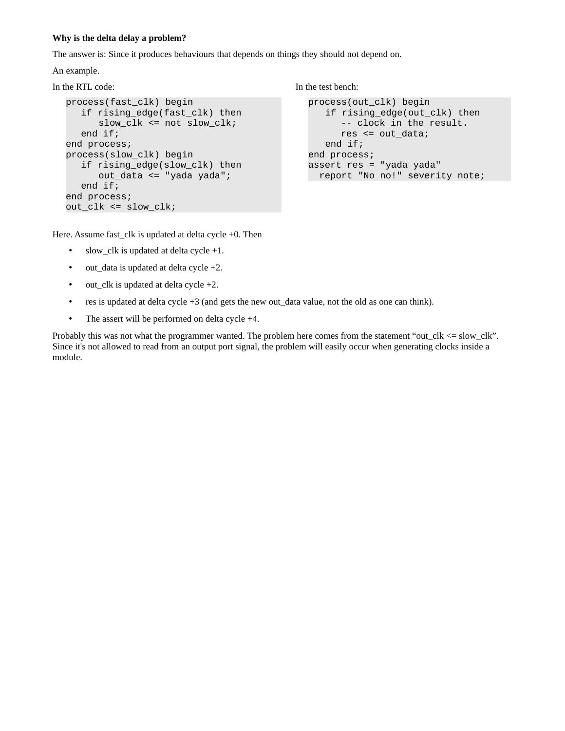**Why is the delta delay a problem?**

The answer is: Since it produces behaviours that depends on things they should not depend on.

An example.

In the RTL code:

```
process(fast_clk) begin
   if rising_edge(fast_clk) then
      slow_clk <= not slow_clk;
   end if;
end process;
process(slow_clk) begin
   if rising_edge(slow_clk) then
      out_data <= "yada yada";
   end if;
end process;
out_clk <= slow_clk;
```

In the test bench:

```
process(out_clk) begin
   if rising_edge(out_clk) then
      -- clock in the result.
      res <= out_data;
   end if;
end process;
assert res = "yada yada"
  report "No no!" severity note;
```

Here. Assume fast_clk is updated at delta cycle +0. Then

- slow_clk is updated at delta cycle +1.
- out_data is updated at delta cycle +2.
- out_clk is updated at delta cycle +2.
- res is updated at delta cycle +3 (and gets the new out_data value, not the old as one can think).
- The assert will be performed on delta cycle +4.

Probably this was not what the programmer wanted. The problem here comes from the statement "out_clk <= slow_clk". Since it's not allowed to read from an output port signal, the problem will easily occur when generating clocks inside a module.